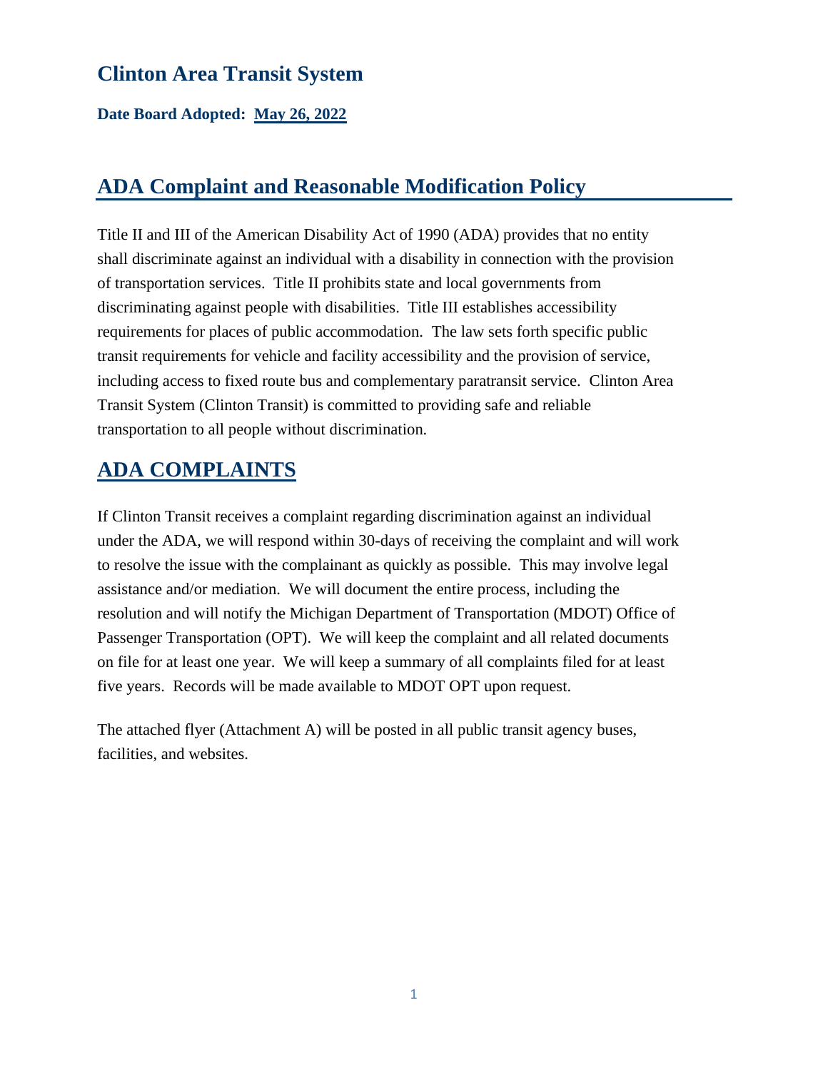# Clinton Area Transit System

**Date Board Adopted: May 26, 2022**

## ADA Complaint and Reasonable Modification Policy

Title II and III of the American Disability Act of 1990 (ADA) provides that no entity shall discriminate against an individual with a disability in connection with the provision of transportation services. Title II prohibits state and local governments from discriminating against people with disabilities. Title III establishes accessibility requirements for places of public accommodation. The law sets forth specific public transit requirements for vehicle and facility accessibility and the provision of service, including access to fixed route bus and complementary paratransit service. Clinton Area Transit System (Clinton Transit) is committed to providing safe and reliable transportation to all people without discrimination.

## ADA COMPLAINTS

If Clinton Transit receives a complaint regarding discrimination against an individual under the ADA, we will respond within 30-days of receiving the complaint and will work to resolve the issue with the complainant as quickly as possible. This may involve legal assistance and/or mediation. We will document the entire process, including the resolution and will notify the Michigan Department of Transportation (MDOT) Office of Passenger Transportation (OPT). We will keep the complaint and all related documents on file for at least one year. We will keep a summary of all complaints filed for at least five years. Records will be made available to MDOT OPT upon request.

The attached flyer (Attachment A) will be posted in all public transit agency buses, facilities, and websites.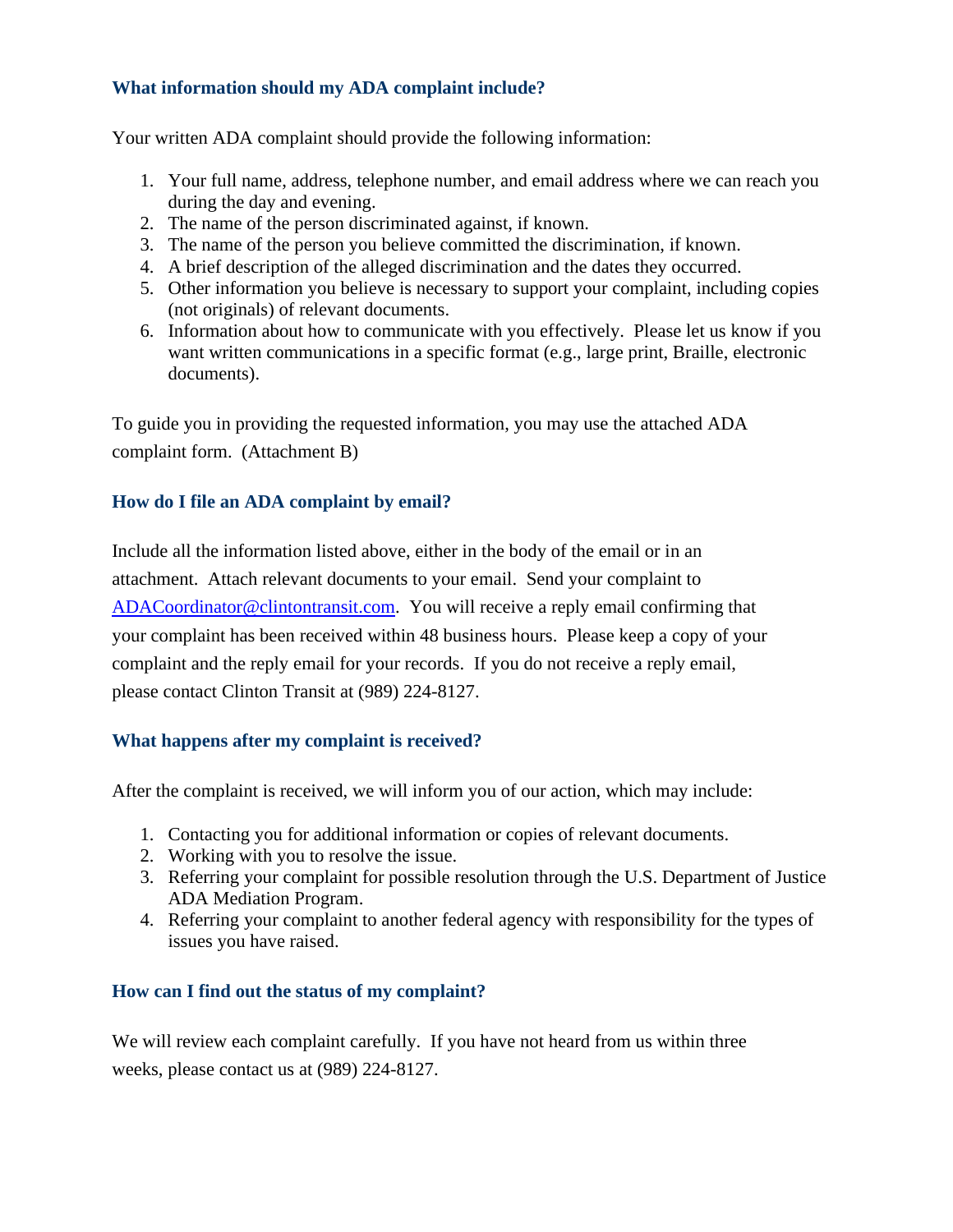### What information should my ADA complaint include?

Your written ADA complaint should provide the following information:

1. Your full name, address, telephone number, and email address where we can reach you during the day and evening.
2. The name of the person discriminated against, if known.
3. The name of the person you believe committed the discrimination, if known.
4. A brief description of the alleged discrimination and the dates they occurred.
5. Other information you believe is necessary to support your complaint, including copies (not originals) of relevant documents.
6. Information about how to communicate with you effectively. Please let us know if you want written communications in a specific format (e.g., large print, Braille, electronic documents).

To guide you in providing the requested information, you may use the attached ADA complaint form. (Attachment B)

### How do I file an ADA complaint by email?

Include all the information listed above, either in the body of the email or in an attachment. Attach relevant documents to your email. Send your complaint to ADACoordinator@clintontransit.com. You will receive a reply email confirming that your complaint has been received within 48 business hours. Please keep a copy of your complaint and the reply email for your records. If you do not receive a reply email, please contact Clinton Transit at (989) 224-8127.

### What happens after my complaint is received?

After the complaint is received, we will inform you of our action, which may include:

1. Contacting you for additional information or copies of relevant documents.
2. Working with you to resolve the issue.
3. Referring your complaint for possible resolution through the U.S. Department of Justice ADA Mediation Program.
4. Referring your complaint to another federal agency with responsibility for the types of issues you have raised.

### How can I find out the status of my complaint?

We will review each complaint carefully. If you have not heard from us within three weeks, please contact us at (989) 224-8127.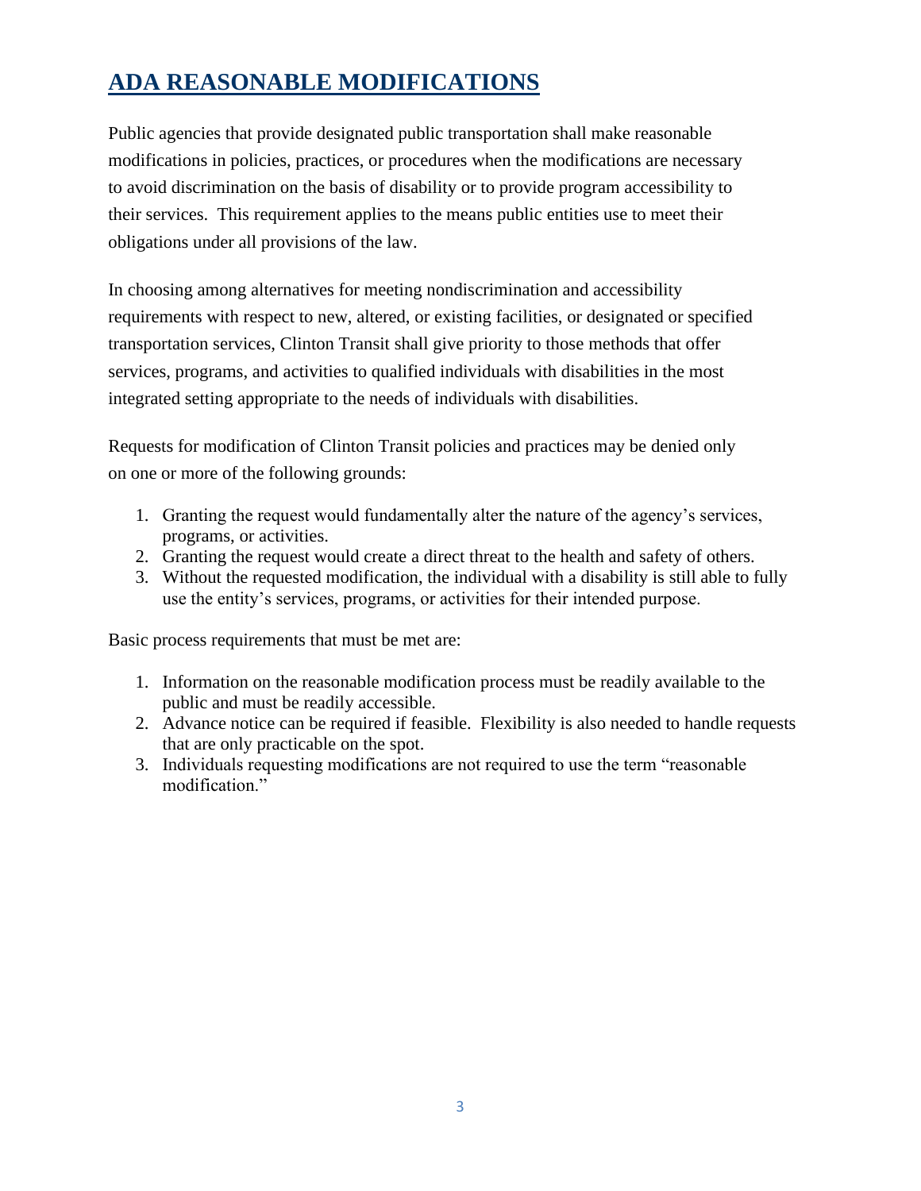# ADA REASONABLE MODIFICATIONS

Public agencies that provide designated public transportation shall make reasonable modifications in policies, practices, or procedures when the modifications are necessary to avoid discrimination on the basis of disability or to provide program accessibility to their services. This requirement applies to the means public entities use to meet their obligations under all provisions of the law.

In choosing among alternatives for meeting nondiscrimination and accessibility requirements with respect to new, altered, or existing facilities, or designated or specified transportation services, Clinton Transit shall give priority to those methods that offer services, programs, and activities to qualified individuals with disabilities in the most integrated setting appropriate to the needs of individuals with disabilities.

Requests for modification of Clinton Transit policies and practices may be denied only on one or more of the following grounds:

1. Granting the request would fundamentally alter the nature of the agency's services, programs, or activities.
2. Granting the request would create a direct threat to the health and safety of others.
3. Without the requested modification, the individual with a disability is still able to fully use the entity's services, programs, or activities for their intended purpose.

Basic process requirements that must be met are:

1. Information on the reasonable modification process must be readily available to the public and must be readily accessible.
2. Advance notice can be required if feasible. Flexibility is also needed to handle requests that are only practicable on the spot.
3. Individuals requesting modifications are not required to use the term "reasonable modification."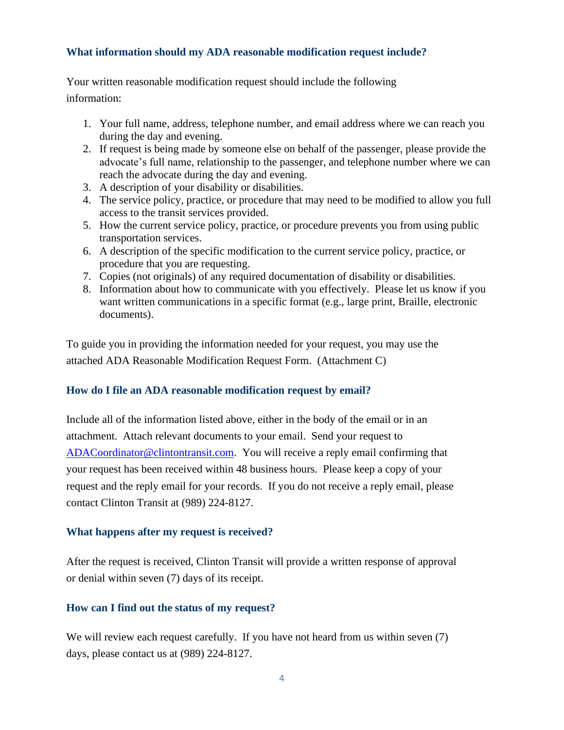### What information should my ADA reasonable modification request include?

Your written reasonable modification request should include the following information:

1. Your full name, address, telephone number, and email address where we can reach you during the day and evening.
2. If request is being made by someone else on behalf of the passenger, please provide the advocate's full name, relationship to the passenger, and telephone number where we can reach the advocate during the day and evening.
3. A description of your disability or disabilities.
4. The service policy, practice, or procedure that may need to be modified to allow you full access to the transit services provided.
5. How the current service policy, practice, or procedure prevents you from using public transportation services.
6. A description of the specific modification to the current service policy, practice, or procedure that you are requesting.
7. Copies (not originals) of any required documentation of disability or disabilities.
8. Information about how to communicate with you effectively. Please let us know if you want written communications in a specific format (e.g., large print, Braille, electronic documents).

To guide you in providing the information needed for your request, you may use the attached ADA Reasonable Modification Request Form. (Attachment C)

### How do I file an ADA reasonable modification request by email?

Include all of the information listed above, either in the body of the email or in an attachment. Attach relevant documents to your email. Send your request to ADACoordinator@clintontransit.com. You will receive a reply email confirming that your request has been received within 48 business hours. Please keep a copy of your request and the reply email for your records. If you do not receive a reply email, please contact Clinton Transit at (989) 224-8127.

### What happens after my request is received?

After the request is received, Clinton Transit will provide a written response of approval or denial within seven (7) days of its receipt.

### How can I find out the status of my request?

We will review each request carefully. If you have not heard from us within seven (7) days, please contact us at (989) 224-8127.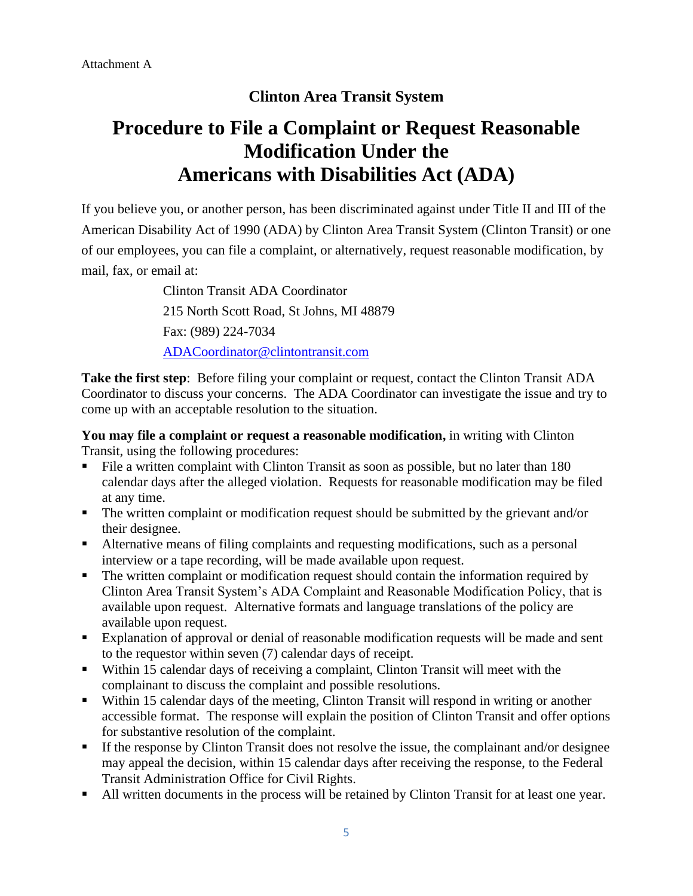Attachment A

**Clinton Area Transit System**

# Procedure to File a Complaint or Request Reasonable Modification Under the Americans with Disabilities Act (ADA)

If you believe you, or another person, has been discriminated against under Title II and III of the American Disability Act of 1990 (ADA) by Clinton Area Transit System (Clinton Transit) or one of our employees, you can file a complaint, or alternatively, request reasonable modification, by mail, fax, or email at:

> Clinton Transit ADA Coordinator
> 215 North Scott Road, St Johns, MI 48879
> Fax: (989) 224-7034
> ADACoordinator@clintontransit.com

**Take the first step**: Before filing your complaint or request, contact the Clinton Transit ADA Coordinator to discuss your concerns. The ADA Coordinator can investigate the issue and try to come up with an acceptable resolution to the situation.

**You may file a complaint or request a reasonable modification,** in writing with Clinton Transit, using the following procedures:

- File a written complaint with Clinton Transit as soon as possible, but no later than 180 calendar days after the alleged violation. Requests for reasonable modification may be filed at any time.
- The written complaint or modification request should be submitted by the grievant and/or their designee.
- Alternative means of filing complaints and requesting modifications, such as a personal interview or a tape recording, will be made available upon request.
- The written complaint or modification request should contain the information required by Clinton Area Transit System's ADA Complaint and Reasonable Modification Policy, that is available upon request. Alternative formats and language translations of the policy are available upon request.
- Explanation of approval or denial of reasonable modification requests will be made and sent to the requestor within seven (7) calendar days of receipt.
- Within 15 calendar days of receiving a complaint, Clinton Transit will meet with the complainant to discuss the complaint and possible resolutions.
- Within 15 calendar days of the meeting, Clinton Transit will respond in writing or another accessible format. The response will explain the position of Clinton Transit and offer options for substantive resolution of the complaint.
- If the response by Clinton Transit does not resolve the issue, the complainant and/or designee may appeal the decision, within 15 calendar days after receiving the response, to the Federal Transit Administration Office for Civil Rights.
- All written documents in the process will be retained by Clinton Transit for at least one year.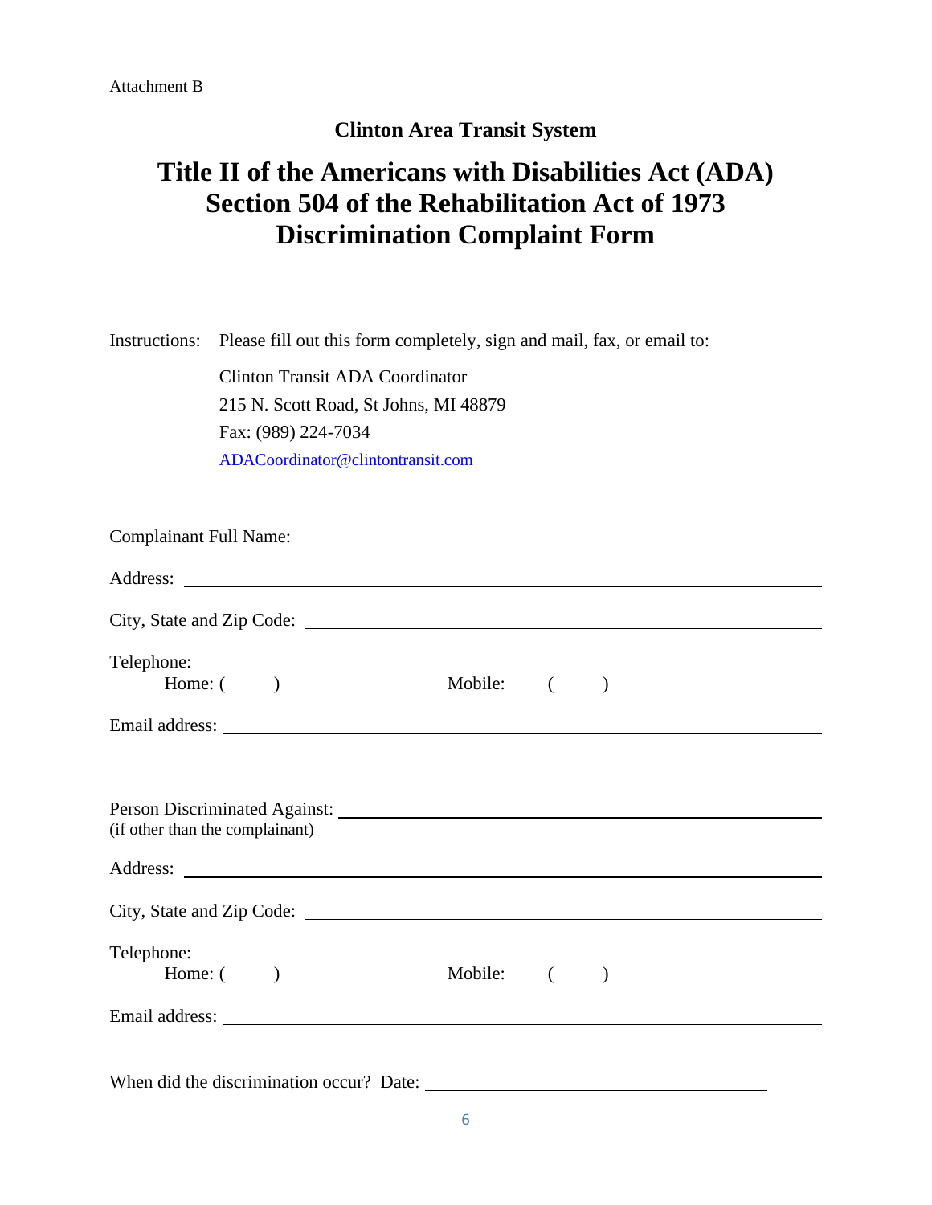Attachment B

**Clinton Area Transit System**

# Title II of the Americans with Disabilities Act (ADA) Section 504 of the Rehabilitation Act of 1973 Discrimination Complaint Form

Instructions: Please fill out this form completely, sign and mail, fax, or email to:

Clinton Transit ADA Coordinator
215 N. Scott Road, St Johns, MI 48879
Fax: (989) 224-7034
ADACoordinator@clintontransit.com

Complainant Full Name: ______________________________________________

Address: ______________________________________________

City, State and Zip Code: ______________________________________________

Telephone:
Home: (     ) ______________ Mobile: ____(     ) ______________

Email address: ______________________________________________

Person Discriminated Against: ______________________________________________
(if other than the complainant)

Address: ______________________________________________

City, State and Zip Code: ______________________________________________

Telephone:
Home: (     ) ______________ Mobile: ____(     ) ______________

Email address: ______________________________________________

When did the discrimination occur? Date: ______________________________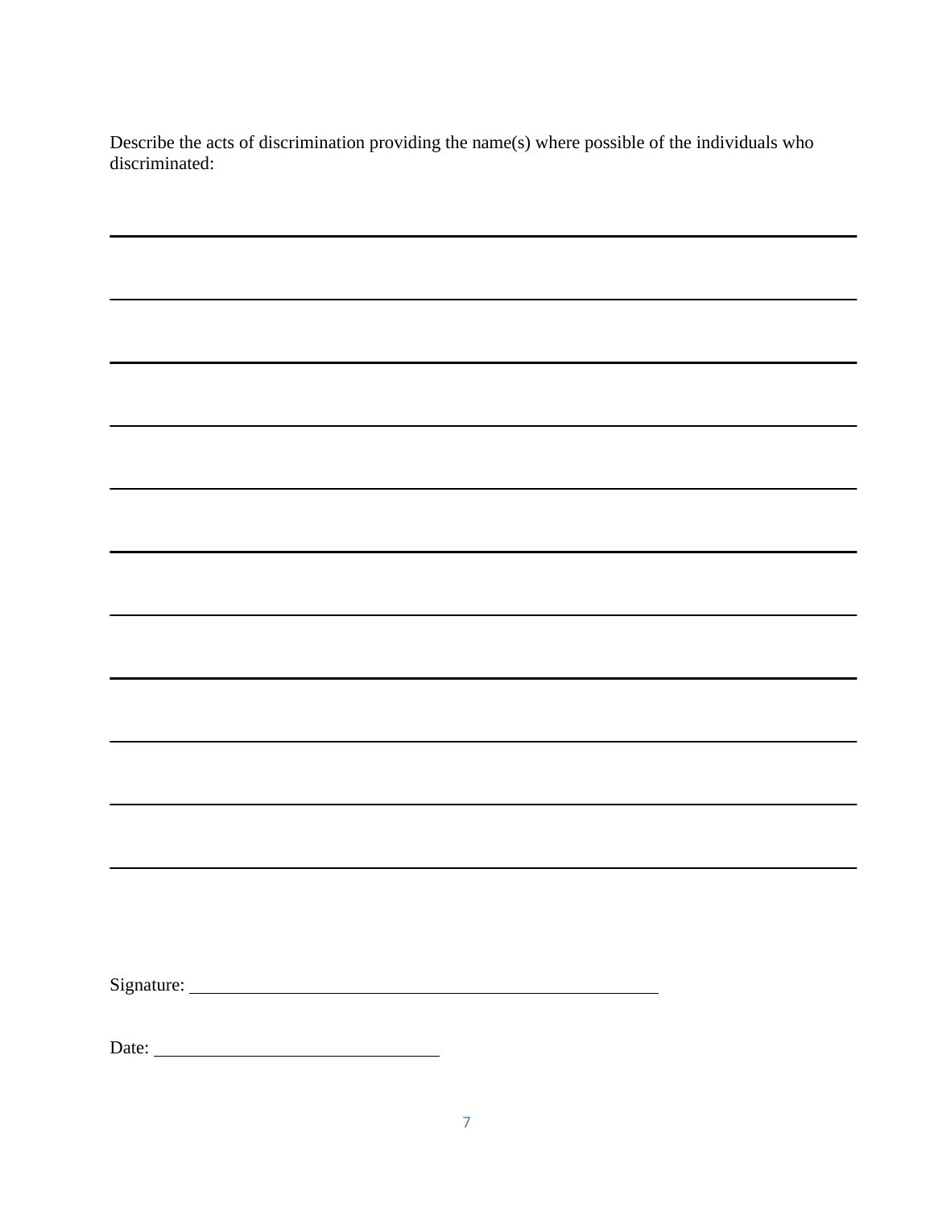Describe the acts of discrimination providing the name(s) where possible of the individuals who discriminated:

\_\_\_\_\_\_\_\_\_\_\_\_\_\_\_\_\_\_\_\_\_\_\_\_\_\_\_\_\_\_\_\_\_\_\_\_\_\_\_\_\_\_\_\_\_\_\_\_\_\_\_\_\_\_\_\_\_\_\_\_\_\_\_\_\_\_\_\_\_\_\_\_\_\_\_\_\_\_

\_\_\_\_\_\_\_\_\_\_\_\_\_\_\_\_\_\_\_\_\_\_\_\_\_\_\_\_\_\_\_\_\_\_\_\_\_\_\_\_\_\_\_\_\_\_\_\_\_\_\_\_\_\_\_\_\_\_\_\_\_\_\_\_\_\_\_\_\_\_\_\_\_\_\_\_\_\_

\_\_\_\_\_\_\_\_\_\_\_\_\_\_\_\_\_\_\_\_\_\_\_\_\_\_\_\_\_\_\_\_\_\_\_\_\_\_\_\_\_\_\_\_\_\_\_\_\_\_\_\_\_\_\_\_\_\_\_\_\_\_\_\_\_\_\_\_\_\_\_\_\_\_\_\_\_\_

\_\_\_\_\_\_\_\_\_\_\_\_\_\_\_\_\_\_\_\_\_\_\_\_\_\_\_\_\_\_\_\_\_\_\_\_\_\_\_\_\_\_\_\_\_\_\_\_\_\_\_\_\_\_\_\_\_\_\_\_\_\_\_\_\_\_\_\_\_\_\_\_\_\_\_\_\_\_

\_\_\_\_\_\_\_\_\_\_\_\_\_\_\_\_\_\_\_\_\_\_\_\_\_\_\_\_\_\_\_\_\_\_\_\_\_\_\_\_\_\_\_\_\_\_\_\_\_\_\_\_\_\_\_\_\_\_\_\_\_\_\_\_\_\_\_\_\_\_\_\_\_\_\_\_\_\_

\_\_\_\_\_\_\_\_\_\_\_\_\_\_\_\_\_\_\_\_\_\_\_\_\_\_\_\_\_\_\_\_\_\_\_\_\_\_\_\_\_\_\_\_\_\_\_\_\_\_\_\_\_\_\_\_\_\_\_\_\_\_\_\_\_\_\_\_\_\_\_\_\_\_\_\_\_\_

\_\_\_\_\_\_\_\_\_\_\_\_\_\_\_\_\_\_\_\_\_\_\_\_\_\_\_\_\_\_\_\_\_\_\_\_\_\_\_\_\_\_\_\_\_\_\_\_\_\_\_\_\_\_\_\_\_\_\_\_\_\_\_\_\_\_\_\_\_\_\_\_\_\_\_\_\_\_

\_\_\_\_\_\_\_\_\_\_\_\_\_\_\_\_\_\_\_\_\_\_\_\_\_\_\_\_\_\_\_\_\_\_\_\_\_\_\_\_\_\_\_\_\_\_\_\_\_\_\_\_\_\_\_\_\_\_\_\_\_\_\_\_\_\_\_\_\_\_\_\_\_\_\_\_\_\_

\_\_\_\_\_\_\_\_\_\_\_\_\_\_\_\_\_\_\_\_\_\_\_\_\_\_\_\_\_\_\_\_\_\_\_\_\_\_\_\_\_\_\_\_\_\_\_\_\_\_\_\_\_\_\_\_\_\_\_\_\_\_\_\_\_\_\_\_\_\_\_\_\_\_\_\_\_\_

\_\_\_\_\_\_\_\_\_\_\_\_\_\_\_\_\_\_\_\_\_\_\_\_\_\_\_\_\_\_\_\_\_\_\_\_\_\_\_\_\_\_\_\_\_\_\_\_\_\_\_\_\_\_\_\_\_\_\_\_\_\_\_\_\_\_\_\_\_\_\_\_\_\_\_\_\_\_

\_\_\_\_\_\_\_\_\_\_\_\_\_\_\_\_\_\_\_\_\_\_\_\_\_\_\_\_\_\_\_\_\_\_\_\_\_\_\_\_\_\_\_\_\_\_\_\_\_\_\_\_\_\_\_\_\_\_\_\_\_\_\_\_\_\_\_\_\_\_\_\_\_\_\_\_\_\_

Signature: \_\_\_\_\_\_\_\_\_\_\_\_\_\_\_\_\_\_\_\_\_\_\_\_\_\_\_\_\_\_\_\_\_\_\_\_\_\_\_\_\_\_\_\_

Date: \_\_\_\_\_\_\_\_\_\_\_\_\_\_\_\_\_\_\_\_\_\_\_\_\_\_\_\_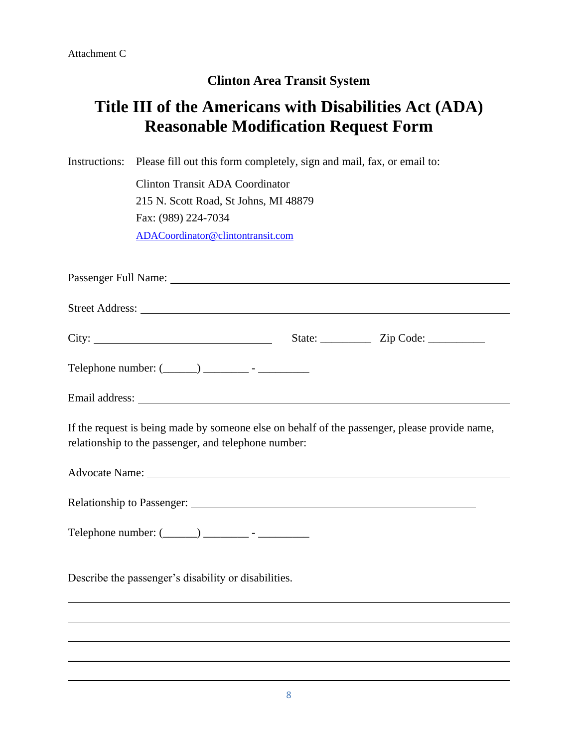Attachment C

**Clinton Area Transit System**

# Title III of the Americans with Disabilities Act (ADA) Reasonable Modification Request Form

Instructions: Please fill out this form completely, sign and mail, fax, or email to:

Clinton Transit ADA Coordinator
215 N. Scott Road, St Johns, MI 48879
Fax: (989) 224-7034
ADACoordinator@clintontransit.com

Passenger Full Name: ______________________________________________

Street Address: ______________________________________________

City: ______________________ State: _________ Zip Code: __________

Telephone number: (______) ________ - _________

Email address: ______________________________________________

If the request is being made by someone else on behalf of the passenger, please provide name, relationship to the passenger, and telephone number:

Advocate Name: ______________________________________________

Relationship to Passenger: ______________________________________

Telephone number: (______) ________ - _________

Describe the passenger's disability or disabilities.

______________________________________________________________

______________________________________________________________

______________________________________________________________

______________________________________________________________

______________________________________________________________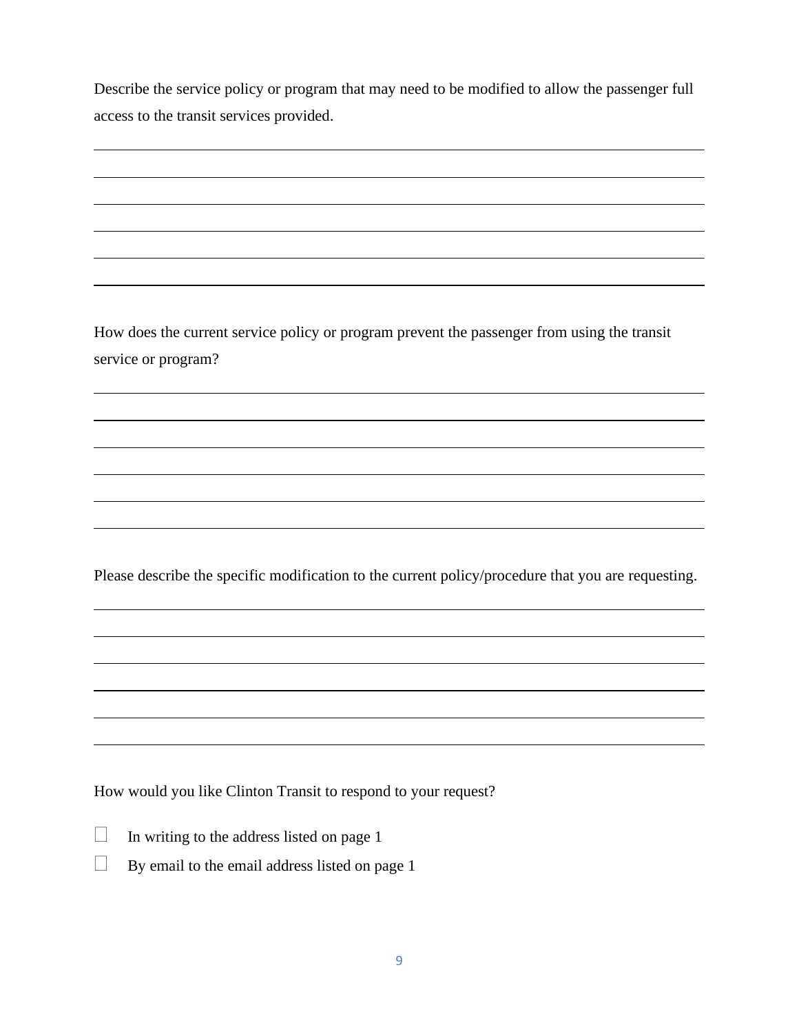Describe the service policy or program that may need to be modified to allow the passenger full access to the transit services provided.

\_\_\_\_\_\_\_\_\_\_\_\_\_\_\_\_\_\_\_\_\_\_\_\_\_\_\_\_\_\_\_\_\_\_\_\_\_\_\_\_\_\_\_\_\_\_\_\_\_\_\_\_\_\_\_\_\_\_\_\_\_\_\_\_\_\_\_\_\_\_\_\_\_\_\_\_\_\_

\_\_\_\_\_\_\_\_\_\_\_\_\_\_\_\_\_\_\_\_\_\_\_\_\_\_\_\_\_\_\_\_\_\_\_\_\_\_\_\_\_\_\_\_\_\_\_\_\_\_\_\_\_\_\_\_\_\_\_\_\_\_\_\_\_\_\_\_\_\_\_\_\_\_\_\_\_\_

\_\_\_\_\_\_\_\_\_\_\_\_\_\_\_\_\_\_\_\_\_\_\_\_\_\_\_\_\_\_\_\_\_\_\_\_\_\_\_\_\_\_\_\_\_\_\_\_\_\_\_\_\_\_\_\_\_\_\_\_\_\_\_\_\_\_\_\_\_\_\_\_\_\_\_\_\_\_

\_\_\_\_\_\_\_\_\_\_\_\_\_\_\_\_\_\_\_\_\_\_\_\_\_\_\_\_\_\_\_\_\_\_\_\_\_\_\_\_\_\_\_\_\_\_\_\_\_\_\_\_\_\_\_\_\_\_\_\_\_\_\_\_\_\_\_\_\_\_\_\_\_\_\_\_\_\_

\_\_\_\_\_\_\_\_\_\_\_\_\_\_\_\_\_\_\_\_\_\_\_\_\_\_\_\_\_\_\_\_\_\_\_\_\_\_\_\_\_\_\_\_\_\_\_\_\_\_\_\_\_\_\_\_\_\_\_\_\_\_\_\_\_\_\_\_\_\_\_\_\_\_\_\_\_\_

\_\_\_\_\_\_\_\_\_\_\_\_\_\_\_\_\_\_\_\_\_\_\_\_\_\_\_\_\_\_\_\_\_\_\_\_\_\_\_\_\_\_\_\_\_\_\_\_\_\_\_\_\_\_\_\_\_\_\_\_\_\_\_\_\_\_\_\_\_\_\_\_\_\_\_\_\_\_

How does the current service policy or program prevent the passenger from using the transit service or program?

\_\_\_\_\_\_\_\_\_\_\_\_\_\_\_\_\_\_\_\_\_\_\_\_\_\_\_\_\_\_\_\_\_\_\_\_\_\_\_\_\_\_\_\_\_\_\_\_\_\_\_\_\_\_\_\_\_\_\_\_\_\_\_\_\_\_\_\_\_\_\_\_\_\_\_\_\_\_

\_\_\_\_\_\_\_\_\_\_\_\_\_\_\_\_\_\_\_\_\_\_\_\_\_\_\_\_\_\_\_\_\_\_\_\_\_\_\_\_\_\_\_\_\_\_\_\_\_\_\_\_\_\_\_\_\_\_\_\_\_\_\_\_\_\_\_\_\_\_\_\_\_\_\_\_\_\_

\_\_\_\_\_\_\_\_\_\_\_\_\_\_\_\_\_\_\_\_\_\_\_\_\_\_\_\_\_\_\_\_\_\_\_\_\_\_\_\_\_\_\_\_\_\_\_\_\_\_\_\_\_\_\_\_\_\_\_\_\_\_\_\_\_\_\_\_\_\_\_\_\_\_\_\_\_\_

\_\_\_\_\_\_\_\_\_\_\_\_\_\_\_\_\_\_\_\_\_\_\_\_\_\_\_\_\_\_\_\_\_\_\_\_\_\_\_\_\_\_\_\_\_\_\_\_\_\_\_\_\_\_\_\_\_\_\_\_\_\_\_\_\_\_\_\_\_\_\_\_\_\_\_\_\_\_

\_\_\_\_\_\_\_\_\_\_\_\_\_\_\_\_\_\_\_\_\_\_\_\_\_\_\_\_\_\_\_\_\_\_\_\_\_\_\_\_\_\_\_\_\_\_\_\_\_\_\_\_\_\_\_\_\_\_\_\_\_\_\_\_\_\_\_\_\_\_\_\_\_\_\_\_\_\_

\_\_\_\_\_\_\_\_\_\_\_\_\_\_\_\_\_\_\_\_\_\_\_\_\_\_\_\_\_\_\_\_\_\_\_\_\_\_\_\_\_\_\_\_\_\_\_\_\_\_\_\_\_\_\_\_\_\_\_\_\_\_\_\_\_\_\_\_\_\_\_\_\_\_\_\_\_\_

Please describe the specific modification to the current policy/procedure that you are requesting.

\_\_\_\_\_\_\_\_\_\_\_\_\_\_\_\_\_\_\_\_\_\_\_\_\_\_\_\_\_\_\_\_\_\_\_\_\_\_\_\_\_\_\_\_\_\_\_\_\_\_\_\_\_\_\_\_\_\_\_\_\_\_\_\_\_\_\_\_\_\_\_\_\_\_\_\_\_\_

\_\_\_\_\_\_\_\_\_\_\_\_\_\_\_\_\_\_\_\_\_\_\_\_\_\_\_\_\_\_\_\_\_\_\_\_\_\_\_\_\_\_\_\_\_\_\_\_\_\_\_\_\_\_\_\_\_\_\_\_\_\_\_\_\_\_\_\_\_\_\_\_\_\_\_\_\_\_

\_\_\_\_\_\_\_\_\_\_\_\_\_\_\_\_\_\_\_\_\_\_\_\_\_\_\_\_\_\_\_\_\_\_\_\_\_\_\_\_\_\_\_\_\_\_\_\_\_\_\_\_\_\_\_\_\_\_\_\_\_\_\_\_\_\_\_\_\_\_\_\_\_\_\_\_\_\_

\_\_\_\_\_\_\_\_\_\_\_\_\_\_\_\_\_\_\_\_\_\_\_\_\_\_\_\_\_\_\_\_\_\_\_\_\_\_\_\_\_\_\_\_\_\_\_\_\_\_\_\_\_\_\_\_\_\_\_\_\_\_\_\_\_\_\_\_\_\_\_\_\_\_\_\_\_\_

\_\_\_\_\_\_\_\_\_\_\_\_\_\_\_\_\_\_\_\_\_\_\_\_\_\_\_\_\_\_\_\_\_\_\_\_\_\_\_\_\_\_\_\_\_\_\_\_\_\_\_\_\_\_\_\_\_\_\_\_\_\_\_\_\_\_\_\_\_\_\_\_\_\_\_\_\_\_

\_\_\_\_\_\_\_\_\_\_\_\_\_\_\_\_\_\_\_\_\_\_\_\_\_\_\_\_\_\_\_\_\_\_\_\_\_\_\_\_\_\_\_\_\_\_\_\_\_\_\_\_\_\_\_\_\_\_\_\_\_\_\_\_\_\_\_\_\_\_\_\_\_\_\_\_\_\_

How would you like Clinton Transit to respond to your request?

☐ In writing to the address listed on page 1

☐ By email to the email address listed on page 1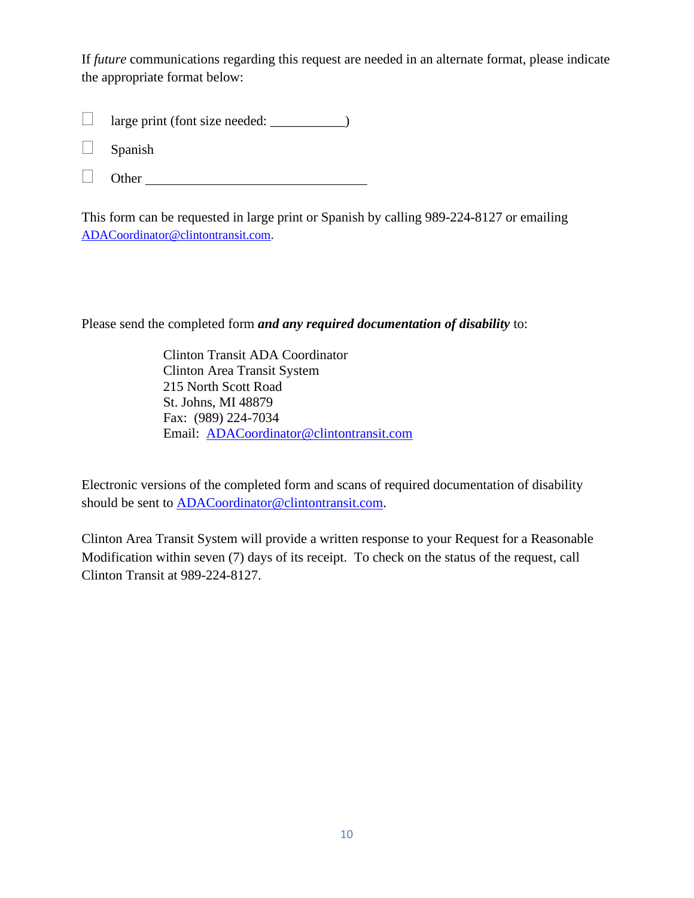If *future* communications regarding this request are needed in an alternate format, please indicate the appropriate format below:

☐ large print (font size needed: ___________)

☐ Spanish

☐ Other ________________________________

This form can be requested in large print or Spanish by calling 989-224-8127 or emailing ADACoordinator@clintontransit.com.

Please send the completed form ***and any required documentation of disability*** to:

Clinton Transit ADA Coordinator
Clinton Area Transit System
215 North Scott Road
St. Johns, MI 48879
Fax: (989) 224-7034
Email: ADACoordinator@clintontransit.com

Electronic versions of the completed form and scans of required documentation of disability should be sent to ADACoordinator@clintontransit.com.

Clinton Area Transit System will provide a written response to your Request for a Reasonable Modification within seven (7) days of its receipt. To check on the status of the request, call Clinton Transit at 989-224-8127.